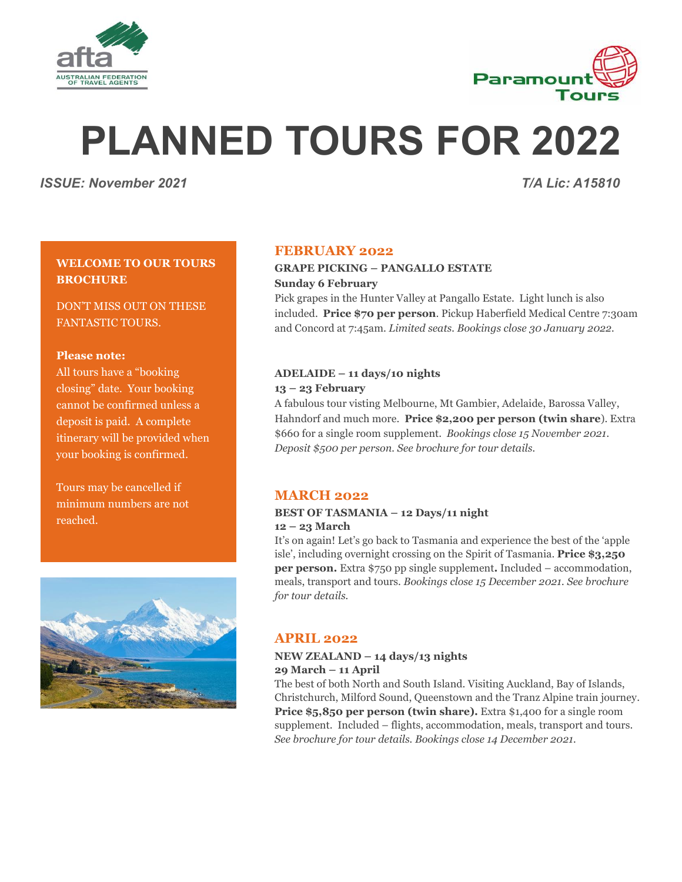# PLANNED TOURS FOR 2022

*ISSUE: November 2021* *T/A Lic: A15810*

**WELCOME TO OUR TOURS BROCHURE**

DON'T MISS OUT ON THESE FANTASTIC TOURS.

**Please note:**
All tours have a "booking closing" date. Your booking cannot be confirmed unless a deposit is paid. A complete itinerary will be provided when your booking is confirmed.

Tours may be cancelled if minimum numbers are not reached.

## FEBRUARY 2022

**GRAPE PICKING – PANGALLO ESTATE**
**Sunday 6 February**
Pick grapes in the Hunter Valley at Pangallo Estate. Light lunch is also included. **Price $70 per person**. Pickup Haberfield Medical Centre 7:30am and Concord at 7:45am. *Limited seats. Bookings close 30 January 2022.*

**ADELAIDE – 11 days/10 nights**
**13 – 23 February**
A fabulous tour visting Melbourne, Mt Gambier, Adelaide, Barossa Valley, Hahndorf and much more. **Price $2,200 per person (twin share**). Extra $660 for a single room supplement. *Bookings close 15 November 2021. Deposit $500 per person. See brochure for tour details.*

## MARCH 2022

**BEST OF TASMANIA – 12 Days/11 night**
**12 – 23 March**
It's on again! Let's go back to Tasmania and experience the best of the 'apple isle', including overnight crossing on the Spirit of Tasmania. **Price $3,250 per person.** Extra $750 pp single supplement**.** Included – accommodation, meals, transport and tours. *Bookings close 15 December 2021. See brochure for tour details.*

## APRIL 2022

**NEW ZEALAND – 14 days/13 nights**
**29 March – 11 April**
The best of both North and South Island. Visiting Auckland, Bay of Islands, Christchurch, Milford Sound, Queenstown and the Tranz Alpine train journey. **Price $5,850 per person (twin share).** Extra $1,400 for a single room supplement. Included – flights, accommodation, meals, transport and tours. *See brochure for tour details. Bookings close 14 December 2021.*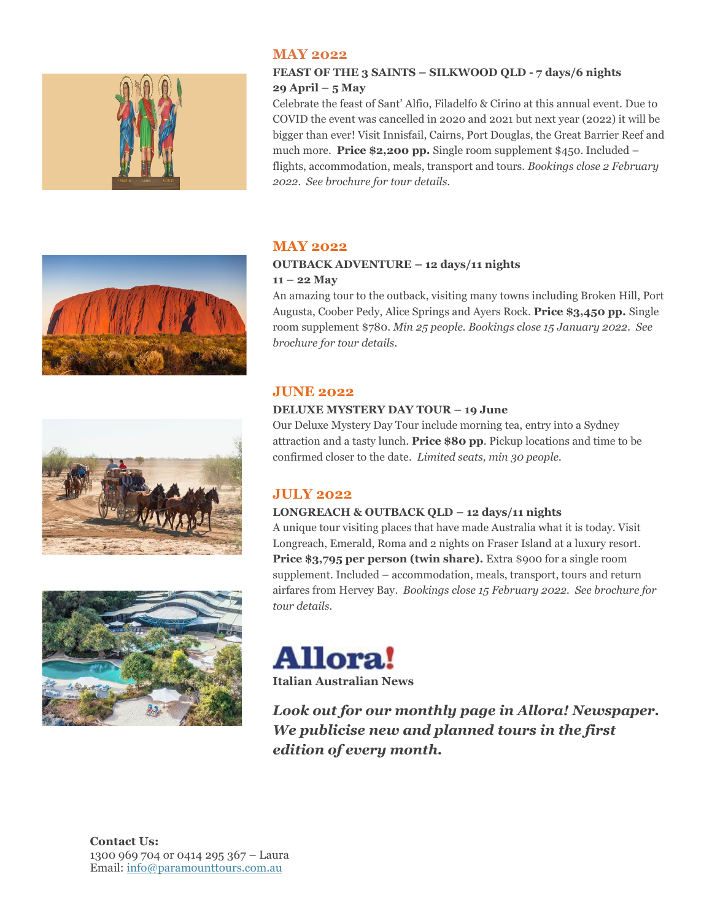## MAY 2022

**FEAST OF THE 3 SAINTS – SILKWOOD QLD - 7 days/6 nights**
**29 April – 5 May**

Celebrate the feast of Sant' Alfio, Filadelfo & Cirino at this annual event. Due to COVID the event was cancelled in 2020 and 2021 but next year (2022) it will be bigger than ever! Visit Innisfail, Cairns, Port Douglas, the Great Barrier Reef and much more. **Price $2,200 pp.** Single room supplement $450. Included – flights, accommodation, meals, transport and tours. *Bookings close 2 February 2022. See brochure for tour details.*

## MAY 2022

**OUTBACK ADVENTURE – 12 days/11 nights**
**11 – 22 May**

An amazing tour to the outback, visiting many towns including Broken Hill, Port Augusta, Coober Pedy, Alice Springs and Ayers Rock. **Price $3,450 pp.** Single room supplement $780. *Min 25 people. Bookings close 15 January 2022. See brochure for tour details.*

## JUNE 2022

**DELUXE MYSTERY DAY TOUR – 19 June**

Our Deluxe Mystery Day Tour include morning tea, entry into a Sydney attraction and a tasty lunch. **Price $80 pp**. Pickup locations and time to be confirmed closer to the date. *Limited seats, min 30 people.*

## JULY 2022

**LONGREACH & OUTBACK QLD – 12 days/11 nights**

A unique tour visiting places that have made Australia what it is today. Visit Longreach, Emerald, Roma and 2 nights on Fraser Island at a luxury resort. **Price $3,795 per person (twin share).** Extra $900 for a single room supplement. Included – accommodation, meals, transport, tours and return airfares from Hervey Bay. *Bookings close 15 February 2022. See brochure for tour details.*

**Allora!**
**Italian Australian News**

***Look out for our monthly page in Allora! Newspaper. We publicise new and planned tours in the first edition of every month.***

**Contact Us:**
1300 969 704 or 0414 295 367 – Laura
Email: info@paramounttours.com.au